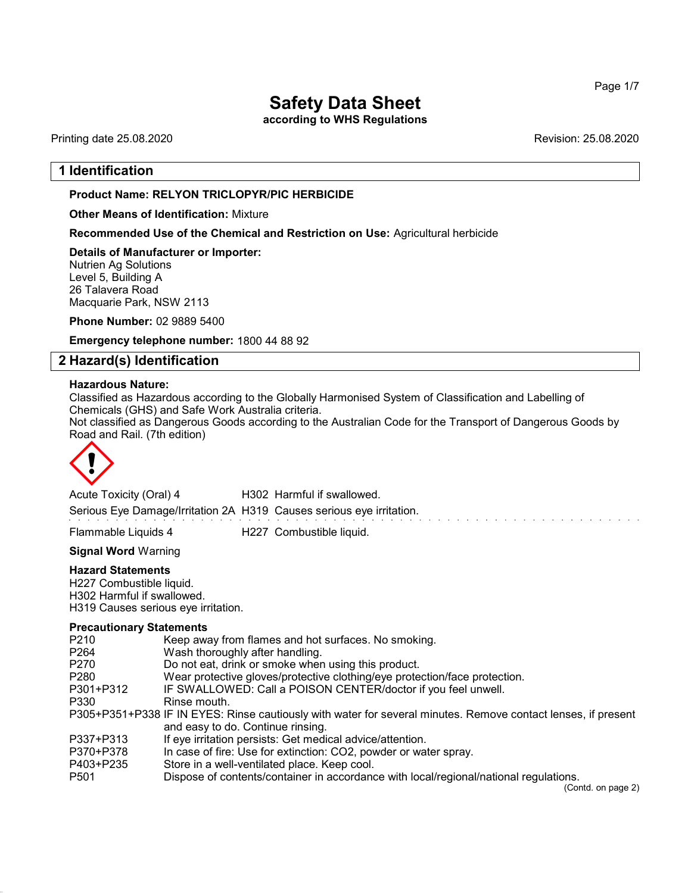# Safety Data Sheet

**according to WHS Regulations**

Printing date 25.08.2020

Revision: 25.08.2020

## 1 Identification

**Product Name: RELYON TRICLOPYR/PIC HERBICIDE**

**Other Means of Identification:** Mixture

**Recommended Use of the Chemical and Restriction on Use:** Agricultural herbicide

**Details of Manufacturer or Importer:**
Nutrien Ag Solutions
Level 5, Building A
26 Talavera Road
Macquarie Park, NSW 2113

**Phone Number:** 02 9889 5400

**Emergency telephone number:** 1800 44 88 92

## 2 Hazard(s) Identification

**Hazardous Nature:**
Classified as Hazardous according to the Globally Harmonised System of Classification and Labelling of Chemicals (GHS) and Safe Work Australia criteria.
Not classified as Dangerous Goods according to the Australian Code for the Transport of Dangerous Goods by Road and Rail. (7th edition)

| | | |
|---|---|---|
| Acute Toxicity (Oral) 4 | H302 | Harmful if swallowed. |
| Serious Eye Damage/Irritation 2A | H319 | Causes serious eye irritation. |
| Flammable Liquids 4 | H227 | Combustible liquid. |

**Signal Word** Warning

**Hazard Statements**
H227 Combustible liquid.
H302 Harmful if swallowed.
H319 Causes serious eye irritation.

**Precautionary Statements**

| | |
|---|---|
| P210 | Keep away from flames and hot surfaces. No smoking. |
| P264 | Wash thoroughly after handling. |
| P270 | Do not eat, drink or smoke when using this product. |
| P280 | Wear protective gloves/protective clothing/eye protection/face protection. |
| P301+P312 | IF SWALLOWED: Call a POISON CENTER/doctor if you feel unwell. |
| P330 | Rinse mouth. |
| P305+P351+P338 | IF IN EYES: Rinse cautiously with water for several minutes. Remove contact lenses, if present and easy to do. Continue rinsing. |
| P337+P313 | If eye irritation persists: Get medical advice/attention. |
| P370+P378 | In case of fire: Use for extinction: $CO_2$, powder or water spray. |
| P403+P235 | Store in a well-ventilated place. Keep cool. |
| P501 | Dispose of contents/container in accordance with local/regional/national regulations. |

(Contd. on page 2)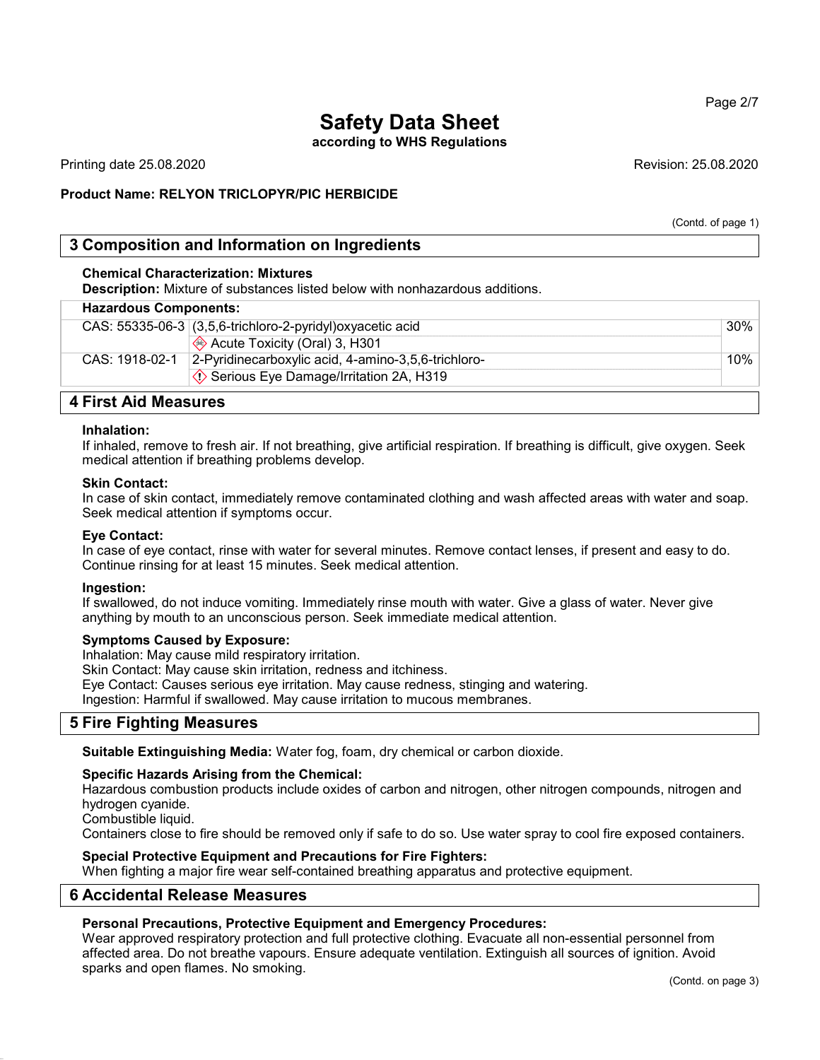# Safety Data Sheet

**according to WHS Regulations**

Printing date 25.08.2020 Revision: 25.08.2020

**Product Name: RELYON TRICLOPYR/PIC HERBICIDE**

(Contd. of page 1)

## 3 Composition and Information on Ingredients

**Chemical Characterization: Mixtures**

**Description:** Mixture of substances listed below with nonhazardous additions.

| **Hazardous Components:** | | |
|---|---|---|
| CAS: 55335-06-3 | (3,5,6-trichloro-2-pyridyl)oxyacetic acid | 30% |
| | Acute Toxicity (Oral) 3, H301 | |
| CAS: 1918-02-1 | 2-Pyridinecarboxylic acid, 4-amino-3,5,6-trichloro- | 10% |
| | Serious Eye Damage/Irritation 2A, H319 | |

## 4 First Aid Measures

**Inhalation:**

If inhaled, remove to fresh air. If not breathing, give artificial respiration. If breathing is difficult, give oxygen. Seek medical attention if breathing problems develop.

**Skin Contact:**

In case of skin contact, immediately remove contaminated clothing and wash affected areas with water and soap. Seek medical attention if symptoms occur.

**Eye Contact:**

In case of eye contact, rinse with water for several minutes. Remove contact lenses, if present and easy to do. Continue rinsing for at least 15 minutes. Seek medical attention.

**Ingestion:**

If swallowed, do not induce vomiting. Immediately rinse mouth with water. Give a glass of water. Never give anything by mouth to an unconscious person. Seek immediate medical attention.

**Symptoms Caused by Exposure:**

Inhalation: May cause mild respiratory irritation.
Skin Contact: May cause skin irritation, redness and itchiness.
Eye Contact: Causes serious eye irritation. May cause redness, stinging and watering.
Ingestion: Harmful if swallowed. May cause irritation to mucous membranes.

## 5 Fire Fighting Measures

**Suitable Extinguishing Media:** Water fog, foam, dry chemical or carbon dioxide.

**Specific Hazards Arising from the Chemical:**

Hazardous combustion products include oxides of carbon and nitrogen, other nitrogen compounds, nitrogen and hydrogen cyanide.
Combustible liquid.
Containers close to fire should be removed only if safe to do so. Use water spray to cool fire exposed containers.

**Special Protective Equipment and Precautions for Fire Fighters:**

When fighting a major fire wear self-contained breathing apparatus and protective equipment.

## 6 Accidental Release Measures

**Personal Precautions, Protective Equipment and Emergency Procedures:**

Wear approved respiratory protection and full protective clothing. Evacuate all non-essential personnel from affected area. Do not breathe vapours. Ensure adequate ventilation. Extinguish all sources of ignition. Avoid sparks and open flames. No smoking.

(Contd. on page 3)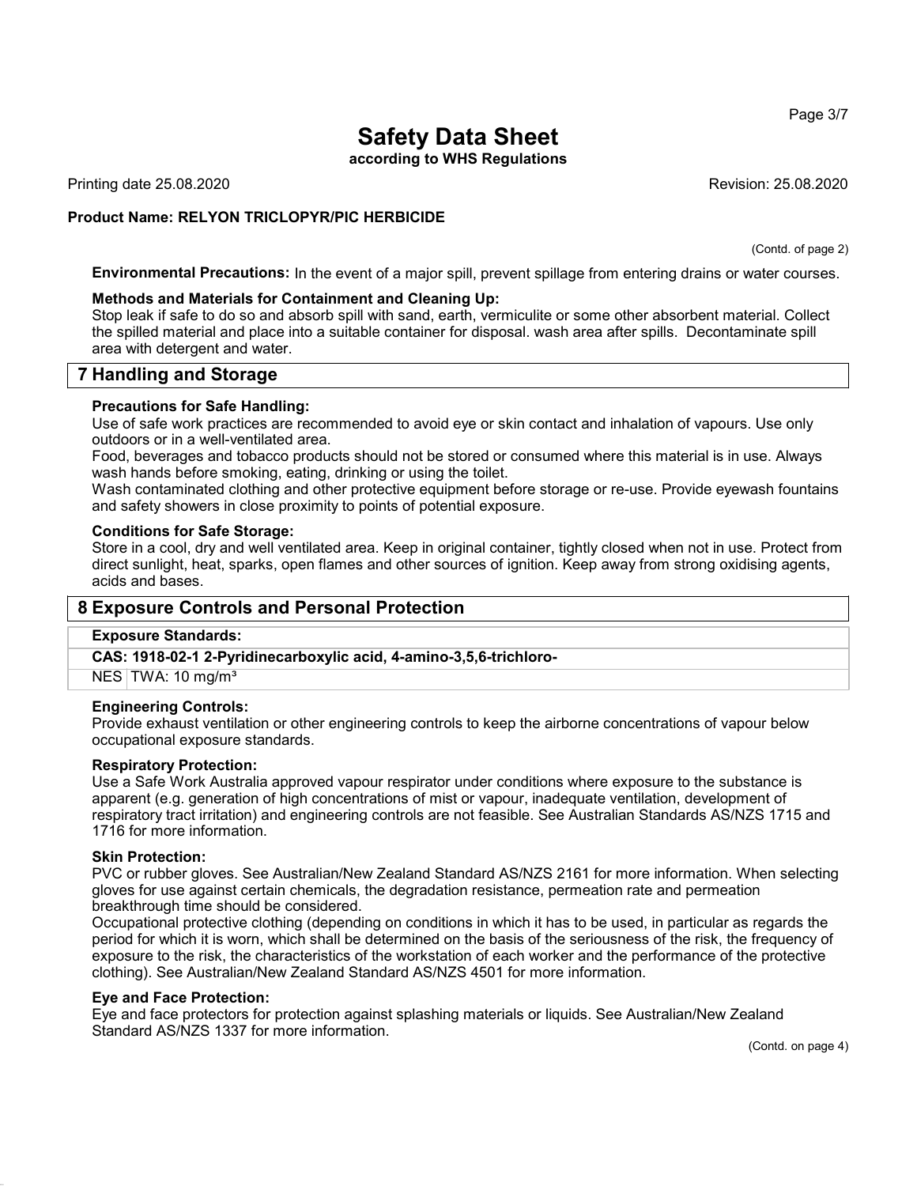(Contd. of page 2)

**Environmental Precautions:** In the event of a major spill, prevent spillage from entering drains or water courses.

**Methods and Materials for Containment and Cleaning Up:**
Stop leak if safe to do so and absorb spill with sand, earth, vermiculite or some other absorbent material. Collect the spilled material and place into a suitable container for disposal. wash area after spills. Decontaminate spill area with detergent and water.

## 7 Handling and Storage

**Precautions for Safe Handling:**
Use of safe work practices are recommended to avoid eye or skin contact and inhalation of vapours. Use only outdoors or in a well-ventilated area.
Food, beverages and tobacco products should not be stored or consumed where this material is in use. Always wash hands before smoking, eating, drinking or using the toilet.
Wash contaminated clothing and other protective equipment before storage or re-use. Provide eyewash fountains and safety showers in close proximity to points of potential exposure.

**Conditions for Safe Storage:**
Store in a cool, dry and well ventilated area. Keep in original container, tightly closed when not in use. Protect from direct sunlight, heat, sparks, open flames and other sources of ignition. Keep away from strong oxidising agents, acids and bases.

## 8 Exposure Controls and Personal Protection

**Exposure Standards:**

**CAS: 1918-02-1 2-Pyridinecarboxylic acid, 4-amino-3,5,6-trichloro-**

| NES | TWA: 10 mg/m³ |
|---|---|

**Engineering Controls:**
Provide exhaust ventilation or other engineering controls to keep the airborne concentrations of vapour below occupational exposure standards.

**Respiratory Protection:**
Use a Safe Work Australia approved vapour respirator under conditions where exposure to the substance is apparent (e.g. generation of high concentrations of mist or vapour, inadequate ventilation, development of respiratory tract irritation) and engineering controls are not feasible. See Australian Standards AS/NZS 1715 and 1716 for more information.

**Skin Protection:**
PVC or rubber gloves. See Australian/New Zealand Standard AS/NZS 2161 for more information. When selecting gloves for use against certain chemicals, the degradation resistance, permeation rate and permeation breakthrough time should be considered.
Occupational protective clothing (depending on conditions in which it has to be used, in particular as regards the period for which it is worn, which shall be determined on the basis of the seriousness of the risk, the frequency of exposure to the risk, the characteristics of the workstation of each worker and the performance of the protective clothing). See Australian/New Zealand Standard AS/NZS 4501 for more information.

**Eye and Face Protection:**
Eye and face protectors for protection against splashing materials or liquids. See Australian/New Zealand Standard AS/NZS 1337 for more information.

(Contd. on page 4)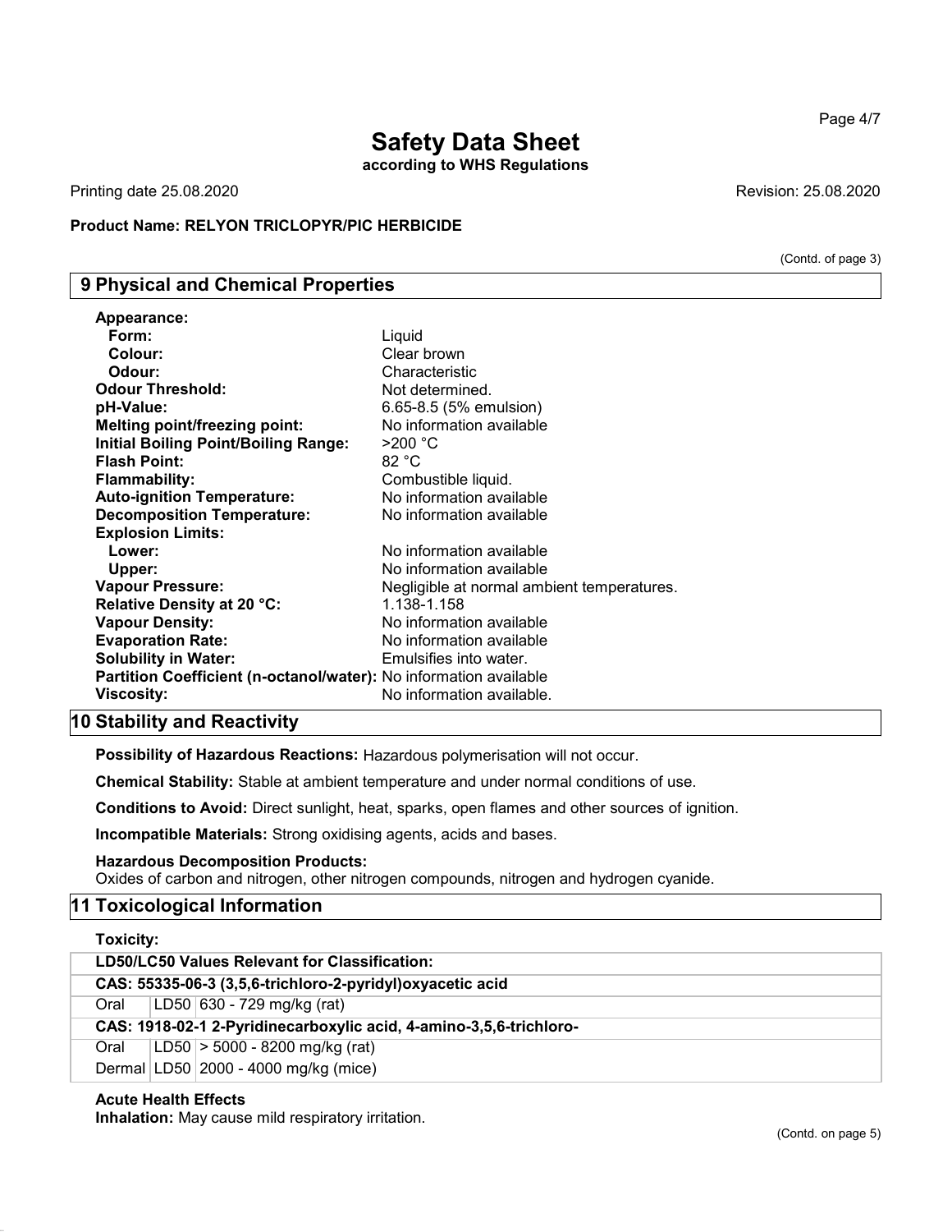# Safety Data Sheet

**according to WHS Regulations**

Printing date 25.08.2020 Revision: 25.08.2020

**Product Name: RELYON TRICLOPYR/PIC HERBICIDE**

(Contd. of page 3)

## 9 Physical and Chemical Properties

**Appearance:**

| | |
|---|---|
| **Form:** | Liquid |
| **Colour:** | Clear brown |
| **Odour:** | Characteristic |
| **Odour Threshold:** | Not determined. |
| **pH-Value:** | 6.65-8.5 (5% emulsion) |
| **Melting point/freezing point:** | No information available |
| **Initial Boiling Point/Boiling Range:** | >200 °C |
| **Flash Point:** | 82 °C |
| **Flammability:** | Combustible liquid. |
| **Auto-ignition Temperature:** | No information available |
| **Decomposition Temperature:** | No information available |
| **Explosion Limits:** | |
| **Lower:** | No information available |
| **Upper:** | No information available |
| **Vapour Pressure:** | Negligible at normal ambient temperatures. |
| **Relative Density at 20 °C:** | 1.138-1.158 |
| **Vapour Density:** | No information available |
| **Evaporation Rate:** | No information available |
| **Solubility in Water:** | Emulsifies into water. |
| **Partition Coefficient (n-octanol/water):** | No information available |
| **Viscosity:** | No information available. |

## 10 Stability and Reactivity

**Possibility of Hazardous Reactions:** Hazardous polymerisation will not occur.

**Chemical Stability:** Stable at ambient temperature and under normal conditions of use.

**Conditions to Avoid:** Direct sunlight, heat, sparks, open flames and other sources of ignition.

**Incompatible Materials:** Strong oxidising agents, acids and bases.

**Hazardous Decomposition Products:**
Oxides of carbon and nitrogen, other nitrogen compounds, nitrogen and hydrogen cyanide.

## 11 Toxicological Information

**Toxicity:**

| **LD50/LC50 Values Relevant for Classification:** | | |
|---|---|---|
| **CAS: 55335-06-3 (3,5,6-trichloro-2-pyridyl)oxyacetic acid** | | |
| Oral | LD50 | 630 - 729 mg/kg (rat) |
| **CAS: 1918-02-1 2-Pyridinecarboxylic acid, 4-amino-3,5,6-trichloro-** | | |
| Oral | LD50 | > 5000 - 8200 mg/kg (rat) |
| Dermal | LD50 | 2000 - 4000 mg/kg (mice) |

**Acute Health Effects**
**Inhalation:** May cause mild respiratory irritation.

(Contd. on page 5)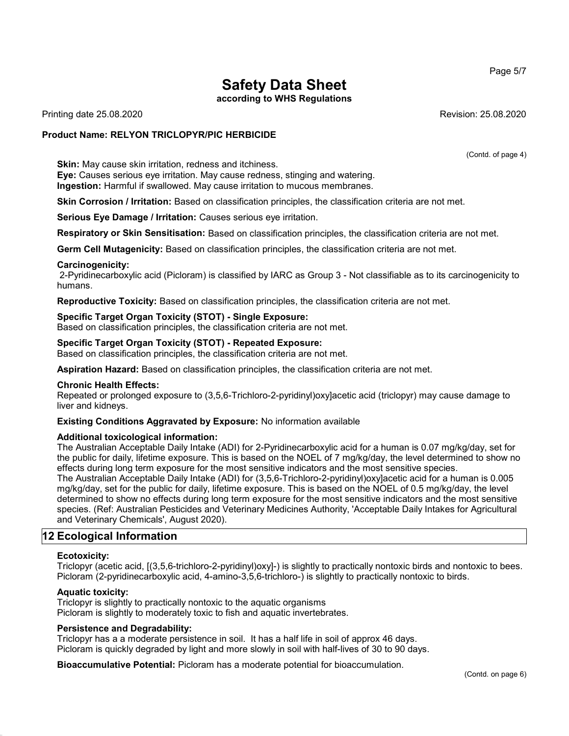**Skin:** May cause skin irritation, redness and itchiness.
**Eye:** Causes serious eye irritation. May cause redness, stinging and watering.
**Ingestion:** Harmful if swallowed. May cause irritation to mucous membranes.

**Skin Corrosion / Irritation:** Based on classification principles, the classification criteria are not met.

**Serious Eye Damage / Irritation:** Causes serious eye irritation.

**Respiratory or Skin Sensitisation:** Based on classification principles, the classification criteria are not met.

**Germ Cell Mutagenicity:** Based on classification principles, the classification criteria are not met.

**Carcinogenicity:**
2-Pyridinecarboxylic acid (Picloram) is classified by IARC as Group 3 - Not classifiable as to its carcinogenicity to humans.

**Reproductive Toxicity:** Based on classification principles, the classification criteria are not met.

**Specific Target Organ Toxicity (STOT) - Single Exposure:**
Based on classification principles, the classification criteria are not met.

**Specific Target Organ Toxicity (STOT) - Repeated Exposure:**
Based on classification principles, the classification criteria are not met.

**Aspiration Hazard:** Based on classification principles, the classification criteria are not met.

**Chronic Health Effects:**
Repeated or prolonged exposure to (3,5,6-Trichloro-2-pyridinyl)oxy]acetic acid (triclopyr) may cause damage to liver and kidneys.

**Existing Conditions Aggravated by Exposure:** No information available

**Additional toxicological information:**
The Australian Acceptable Daily Intake (ADI) for 2-Pyridinecarboxylic acid for a human is 0.07 mg/kg/day, set for the public for daily, lifetime exposure. This is based on the NOEL of 7 mg/kg/day, the level determined to show no effects during long term exposure for the most sensitive indicators and the most sensitive species.
The Australian Acceptable Daily Intake (ADI) for (3,5,6-Trichloro-2-pyridinyl)oxy]acetic acid for a human is 0.005 mg/kg/day, set for the public for daily, lifetime exposure. This is based on the NOEL of 0.5 mg/kg/day, the level determined to show no effects during long term exposure for the most sensitive indicators and the most sensitive species. (Ref: Australian Pesticides and Veterinary Medicines Authority, 'Acceptable Daily Intakes for Agricultural and Veterinary Chemicals', August 2020).

## 12 Ecological Information

**Ecotoxicity:**
Triclopyr (acetic acid, [(3,5,6-trichloro-2-pyridinyl)oxy]-) is slightly to practically nontoxic birds and nontoxic to bees.
Picloram (2-pyridinecarboxylic acid, 4-amino-3,5,6-trichloro-) is slightly to practically nontoxic to birds.

**Aquatic toxicity:**
Triclopyr is slightly to practically nontoxic to the aquatic organisms
Picloram is slightly to moderately toxic to fish and aquatic invertebrates.

**Persistence and Degradability:**
Triclopyr has a a moderate persistence in soil. It has a half life in soil of approx 46 days.
Picloram is quickly degraded by light and more slowly in soil with half-lives of 30 to 90 days.

**Bioaccumulative Potential:** Picloram has a moderate potential for bioaccumulation.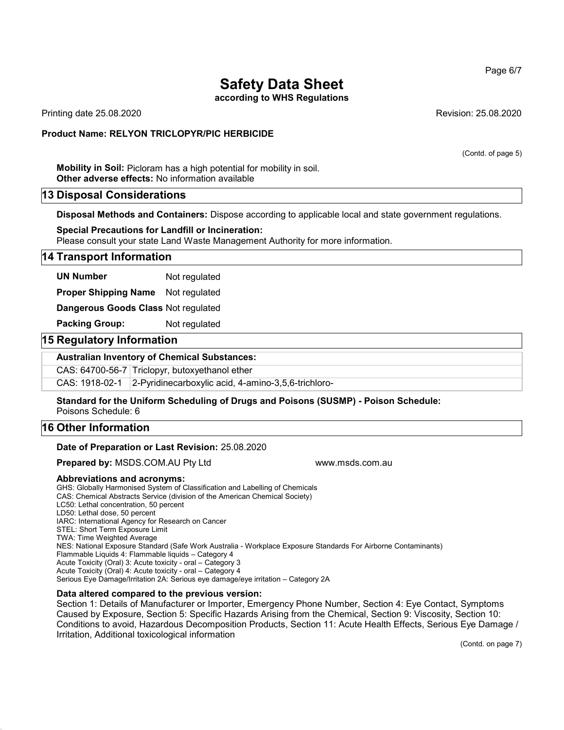(Contd. of page 5)

**Mobility in Soil:** Picloram has a high potential for mobility in soil.
**Other adverse effects:** No information available

## 13 Disposal Considerations

**Disposal Methods and Containers:** Dispose according to applicable local and state government regulations.

**Special Precautions for Landfill or Incineration:**
Please consult your state Land Waste Management Authority for more information.

## 14 Transport Information

**UN Number** Not regulated

**Proper Shipping Name** Not regulated

**Dangerous Goods Class** Not regulated

**Packing Group:** Not regulated

## 15 Regulatory Information

| **Australian Inventory of Chemical Substances:** | |
|---|---|
| CAS: 64700-56-7 | Triclopyr, butoxyethanol ether |
| CAS: 1918-02-1 | 2-Pyridinecarboxylic acid, 4-amino-3,5,6-trichloro- |

**Standard for the Uniform Scheduling of Drugs and Poisons (SUSMP) - Poison Schedule:**
Poisons Schedule: 6

## 16 Other Information

**Date of Preparation or Last Revision:** 25.08.2020

**Prepared by:** MSDS.COM.AU Pty Ltd www.msds.com.au

**Abbreviations and acronyms:**
GHS: Globally Harmonised System of Classification and Labelling of Chemicals
CAS: Chemical Abstracts Service (division of the American Chemical Society)
LC50: Lethal concentration, 50 percent
LD50: Lethal dose, 50 percent
IARC: International Agency for Research on Cancer
STEL: Short Term Exposure Limit
TWA: Time Weighted Average
NES: National Exposure Standard (Safe Work Australia - Workplace Exposure Standards For Airborne Contaminants)
Flammable Liquids 4: Flammable liquids – Category 4
Acute Toxicity (Oral) 3: Acute toxicity - oral – Category 3
Acute Toxicity (Oral) 4: Acute toxicity - oral – Category 4
Serious Eye Damage/Irritation 2A: Serious eye damage/eye irritation – Category 2A

**Data altered compared to the previous version:**
Section 1: Details of Manufacturer or Importer, Emergency Phone Number, Section 4: Eye Contact, Symptoms Caused by Exposure, Section 5: Specific Hazards Arising from the Chemical, Section 9: Viscosity, Section 10: Conditions to avoid, Hazardous Decomposition Products, Section 11: Acute Health Effects, Serious Eye Damage / Irritation, Additional toxicological information

(Contd. on page 7)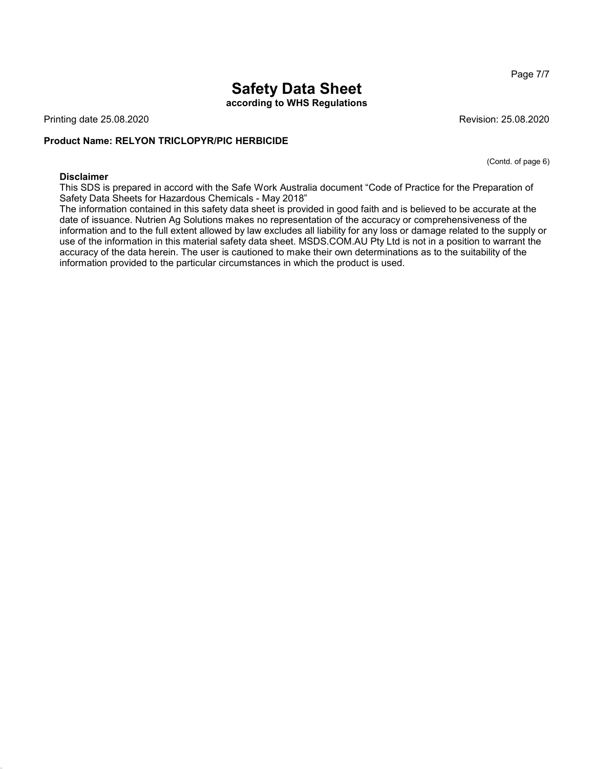### Disclaimer

This SDS is prepared in accord with the Safe Work Australia document "Code of Practice for the Preparation of Safety Data Sheets for Hazardous Chemicals - May 2018"

The information contained in this safety data sheet is provided in good faith and is believed to be accurate at the date of issuance. Nutrien Ag Solutions makes no representation of the accuracy or comprehensiveness of the information and to the full extent allowed by law excludes all liability for any loss or damage related to the supply or use of the information in this material safety data sheet. MSDS.COM.AU Pty Ltd is not in a position to warrant the accuracy of the data herein. The user is cautioned to make their own determinations as to the suitability of the information provided to the particular circumstances in which the product is used.